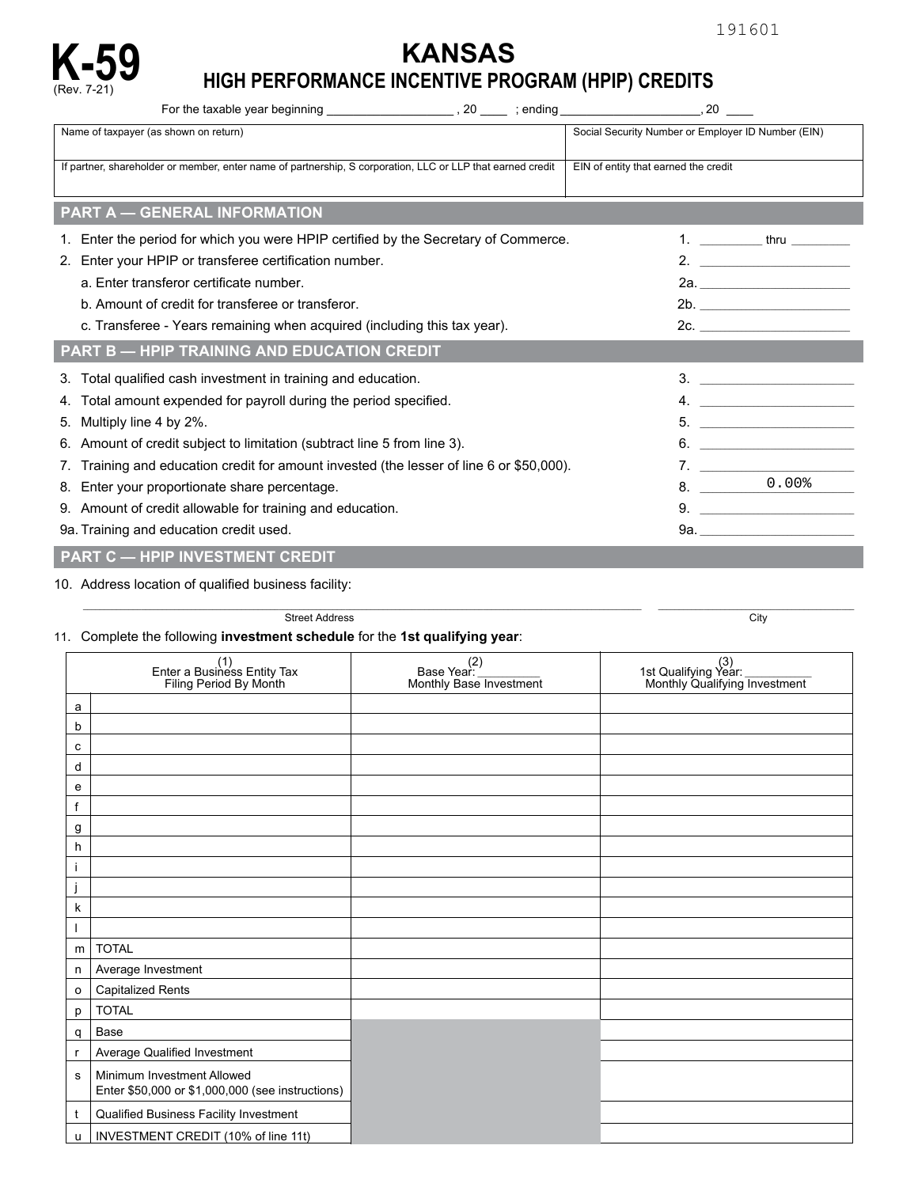191601

# K-59
(Rev. 7-21)

# KANSAS
## HIGH PERFORMANCE INCENTIVE PROGRAM (HPIP) CREDITS

For the taxable year beginning ________________ , 20 ____ ; ending ________________, 20 ____

| Name of taxpayer (as shown on return) | Social Security Number or Employer ID Number (EIN) |
|---|---|
| If partner, shareholder or member, enter name of partnership, S corporation, LLC or LLP that earned credit | EIN of entity that earned the credit |

## PART A — GENERAL INFORMATION

1. Enter the period for which you were HPIP certified by the Secretary of Commerce. 1. ________ thru ________
2. Enter your HPIP or transferee certification number. 2. ____________
   a. Enter transferor certificate number. 2a. ____________
   b. Amount of credit for transferee or transferor. 2b. ____________
   c. Transferee - Years remaining when acquired (including this tax year). 2c. ____________

## PART B — HPIP TRAINING AND EDUCATION CREDIT

3. Total qualified cash investment in training and education. 3. ____________
4. Total amount expended for payroll during the period specified. 4. ____________
5. Multiply line 4 by 2%. 5. ____________
6. Amount of credit subject to limitation (subtract line 5 from line 3). 6. ____________
7. Training and education credit for amount invested (the lesser of line 6 or $50,000). 7. ____________
8. Enter your proportionate share percentage. 8. 0.00%
9. Amount of credit allowable for training and education. 9. ____________

9a. Training and education credit used. 9a. ____________

## PART C — HPIP INVESTMENT CREDIT

10. Address location of qualified business facility:

_______________________________ Street Address _______________ City

11. Complete the following **investment schedule** for the **1st qualifying year**:

| | (1) Enter a Business Entity Tax Filing Period By Month | (2) Base Year: ________ Monthly Base Investment | (3) 1st Qualifying Year: ________ Monthly Qualifying Investment |
|---|---|---|---|
| a | | | |
| b | | | |
| c | | | |
| d | | | |
| e | | | |
| f | | | |
| g | | | |
| h | | | |
| i | | | |
| j | | | |
| k | | | |
| l | | | |
| m | TOTAL | | |
| n | Average Investment | | |
| o | Capitalized Rents | | |
| p | TOTAL | | |
| q | Base | | |
| r | Average Qualified Investment | | |
| s | Minimum Investment Allowed Enter $50,000 or $1,000,000 (see instructions) | | |
| t | Qualified Business Facility Investment | | |
| u | INVESTMENT CREDIT (10% of line 11t) | | |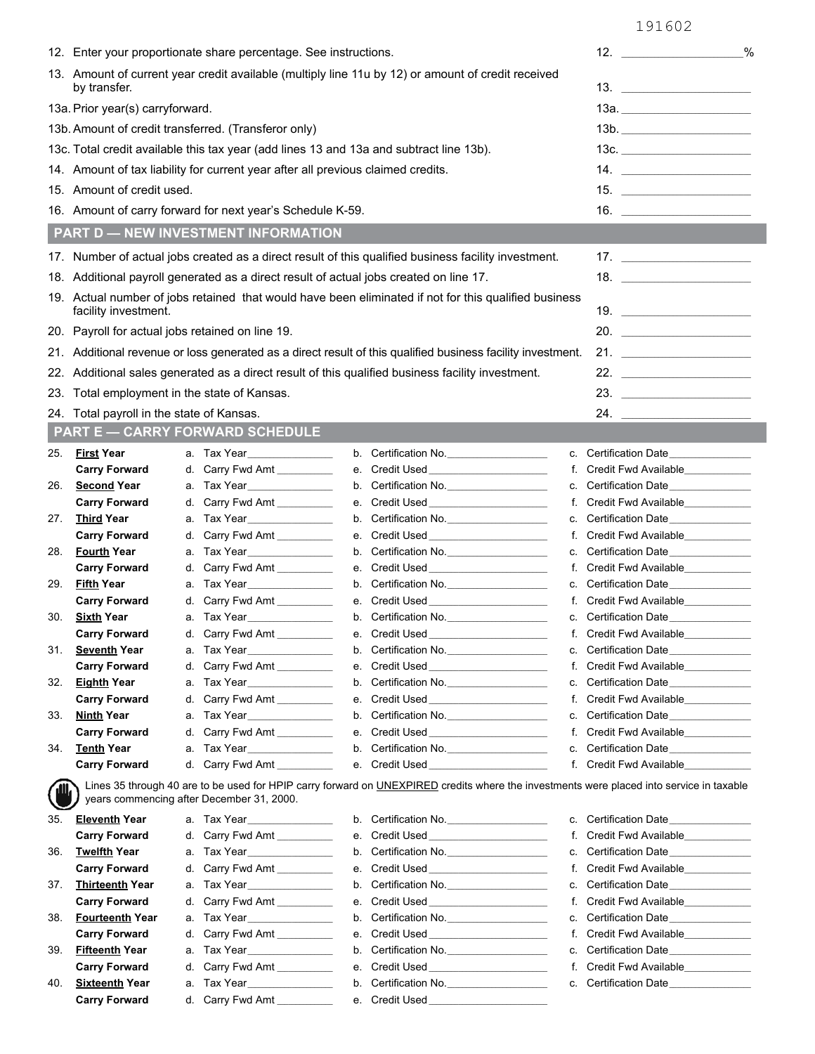191602

12. Enter your proportionate share percentage. See instructions. 12. ____________________%

13. Amount of current year credit available (multiply line 11u by 12) or amount of credit received by transfer. 13. ____________________

13a. Prior year(s) carryforward. 13a. ____________________

13b. Amount of credit transferred. (Transferor only) 13b. ____________________

13c. Total credit available this tax year (add lines 13 and 13a and subtract line 13b). 13c. ____________________

14. Amount of tax liability for current year after all previous claimed credits. 14. ____________________

15. Amount of credit used. 15. ____________________

16. Amount of carry forward for next year's Schedule K-59. 16. ____________________

## PART D — NEW INVESTMENT INFORMATION

17. Number of actual jobs created as a direct result of this qualified business facility investment. 17. ____________________

18. Additional payroll generated as a direct result of actual jobs created on line 17. 18. ____________________

19. Actual number of jobs retained that would have been eliminated if not for this qualified business facility investment. 19. ____________________

20. Payroll for actual jobs retained on line 19. 20. ____________________

21. Additional revenue or loss generated as a direct result of this qualified business facility investment. 21. ____________________

22. Additional sales generated as a direct result of this qualified business facility investment. 22. ____________________

23. Total employment in the state of Kansas. 23. ____________________

24. Total payroll in the state of Kansas. 24. ____________________

## PART E — CARRY FORWARD SCHEDULE

| | | | | |
|---|---|---|---|---|
| 25. | **First Year** | a. Tax Year ______ | b. Certification No. ______ | c. Certification Date ______ |
| | **Carry Forward** | d. Carry Fwd Amt ______ | e. Credit Used ______ | f. Credit Fwd Available ______ |
| 26. | **Second Year** | a. Tax Year ______ | b. Certification No. ______ | c. Certification Date ______ |
| | **Carry Forward** | d. Carry Fwd Amt ______ | e. Credit Used ______ | f. Credit Fwd Available ______ |
| 27. | **Third Year** | a. Tax Year ______ | b. Certification No. ______ | c. Certification Date ______ |
| | **Carry Forward** | d. Carry Fwd Amt ______ | e. Credit Used ______ | f. Credit Fwd Available ______ |
| 28. | **Fourth Year** | a. Tax Year ______ | b. Certification No. ______ | c. Certification Date ______ |
| | **Carry Forward** | d. Carry Fwd Amt ______ | e. Credit Used ______ | f. Credit Fwd Available ______ |
| 29. | **Fifth Year** | a. Tax Year ______ | b. Certification No. ______ | c. Certification Date ______ |
| | **Carry Forward** | d. Carry Fwd Amt ______ | e. Credit Used ______ | f. Credit Fwd Available ______ |
| 30. | **Sixth Year** | a. Tax Year ______ | b. Certification No. ______ | c. Certification Date ______ |
| | **Carry Forward** | d. Carry Fwd Amt ______ | e. Credit Used ______ | f. Credit Fwd Available ______ |
| 31. | **Seventh Year** | a. Tax Year ______ | b. Certification No. ______ | c. Certification Date ______ |
| | **Carry Forward** | d. Carry Fwd Amt ______ | e. Credit Used ______ | f. Credit Fwd Available ______ |
| 32. | **Eighth Year** | a. Tax Year ______ | b. Certification No. ______ | c. Certification Date ______ |
| | **Carry Forward** | d. Carry Fwd Amt ______ | e. Credit Used ______ | f. Credit Fwd Available ______ |
| 33. | **Ninth Year** | a. Tax Year ______ | b. Certification No. ______ | c. Certification Date ______ |
| | **Carry Forward** | d. Carry Fwd Amt ______ | e. Credit Used ______ | f. Credit Fwd Available ______ |
| 34. | **Tenth Year** | a. Tax Year ______ | b. Certification No. ______ | c. Certification Date ______ |
| | **Carry Forward** | d. Carry Fwd Amt ______ | e. Credit Used ______ | f. Credit Fwd Available ______ |

Lines 35 through 40 are to be used for HPIP carry forward on UNEXPIRED credits where the investments were placed into service in taxable years commencing after December 31, 2000.

| | | | | |
|---|---|---|---|---|
| 35. | **Eleventh Year** | a. Tax Year ______ | b. Certification No. ______ | c. Certification Date ______ |
| | **Carry Forward** | d. Carry Fwd Amt ______ | e. Credit Used ______ | f. Credit Fwd Available ______ |
| 36. | **Twelfth Year** | a. Tax Year ______ | b. Certification No. ______ | c. Certification Date ______ |
| | **Carry Forward** | d. Carry Fwd Amt ______ | e. Credit Used ______ | f. Credit Fwd Available ______ |
| 37. | **Thirteenth Year** | a. Tax Year ______ | b. Certification No. ______ | c. Certification Date ______ |
| | **Carry Forward** | d. Carry Fwd Amt ______ | e. Credit Used ______ | f. Credit Fwd Available ______ |
| 38. | **Fourteenth Year** | a. Tax Year ______ | b. Certification No. ______ | c. Certification Date ______ |
| | **Carry Forward** | d. Carry Fwd Amt ______ | e. Credit Used ______ | f. Credit Fwd Available ______ |
| 39. | **Fifteenth Year** | a. Tax Year ______ | b. Certification No. ______ | c. Certification Date ______ |
| | **Carry Forward** | d. Carry Fwd Amt ______ | e. Credit Used ______ | f. Credit Fwd Available ______ |
| 40. | **Sixteenth Year** | a. Tax Year ______ | b. Certification No. ______ | c. Certification Date ______ |
| | **Carry Forward** | d. Carry Fwd Amt ______ | e. Credit Used ______ | |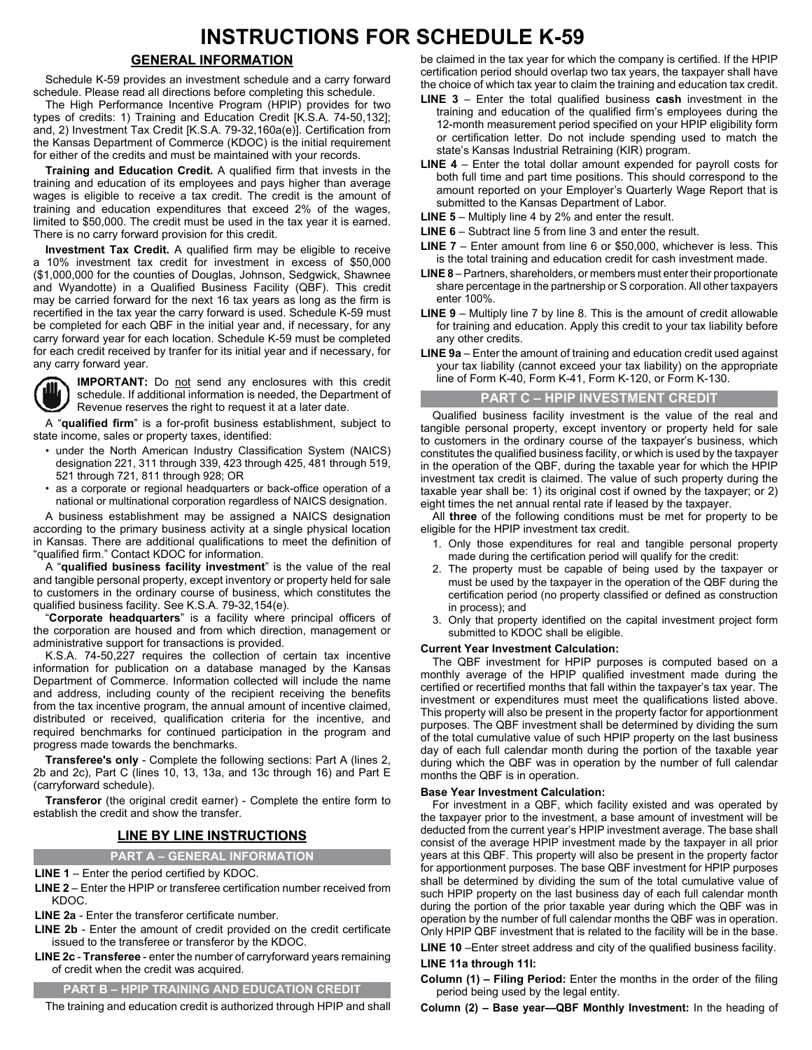# INSTRUCTIONS FOR SCHEDULE K-59

## GENERAL INFORMATION

Schedule K-59 provides an investment schedule and a carry forward schedule. Please read all directions before completing this schedule.

The High Performance Incentive Program (HPIP) provides for two types of credits: 1) Training and Education Credit [K.S.A. 74-50,132]; and, 2) Investment Tax Credit [K.S.A. 79-32,160a(e)]. Certification from the Kansas Department of Commerce (KDOC) is the initial requirement for either of the credits and must be maintained with your records.

**Training and Education Credit.** A qualified firm that invests in the training and education of its employees and pays higher than average wages is eligible to receive a tax credit. The credit is the amount of training and education expenditures that exceed 2% of the wages, limited to $50,000. The credit must be used in the tax year it is earned. There is no carry forward provision for this credit.

**Investment Tax Credit.** A qualified firm may be eligible to receive a 10% investment tax credit for investment in excess of $50,000 ($1,000,000 for the counties of Douglas, Johnson, Sedgwick, Shawnee and Wyandotte) in a Qualified Business Facility (QBF). This credit may be carried forward for the next 16 tax years as long as the firm is recertified in the tax year the carry forward is used. Schedule K-59 must be completed for each QBF in the initial year and, if necessary, for any carry forward year for each location. Schedule K-59 must be completed for each credit received by tranfer for its initial year and if necessary, for any carry forward year.

**IMPORTANT:** Do not send any enclosures with this credit schedule. If additional information is needed, the Department of Revenue reserves the right to request it at a later date.

A "**qualified firm**" is a for-profit business establishment, subject to state income, sales or property taxes, identified:

- under the North American Industry Classification System (NAICS) designation 221, 311 through 339, 423 through 425, 481 through 519, 521 through 721, 811 through 928; OR
- as a corporate or regional headquarters or back-office operation of a national or multinational corporation regardless of NAICS designation.

A business establishment may be assigned a NAICS designation according to the primary business activity at a single physical location in Kansas. There are additional qualifications to meet the definition of "qualified firm." Contact KDOC for information.

A "**qualified business facility investment**" is the value of the real and tangible personal property, except inventory or property held for sale to customers in the ordinary course of business, which constitutes the qualified business facility. See K.S.A. 79-32,154(e).

"**Corporate headquarters**" is a facility where principal officers of the corporation are housed and from which direction, management or administrative support for transactions is provided.

K.S.A. 74-50,227 requires the collection of certain tax incentive information for publication on a database managed by the Kansas Department of Commerce. Information collected will include the name and address, including county of the recipient receiving the benefits from the tax incentive program, the annual amount of incentive claimed, distributed or received, qualification criteria for the incentive, and required benchmarks for continued participation in the program and progress made towards the benchmarks.

**Transferee's only** - Complete the following sections: Part A (lines 2, 2b and 2c), Part C (lines 10, 13, 13a, and 13c through 16) and Part E (carryforward schedule).

**Transferor** (the original credit earner) - Complete the entire form to establish the credit and show the transfer.

## LINE BY LINE INSTRUCTIONS

### PART A – GENERAL INFORMATION

**LINE 1** – Enter the period certified by KDOC.

**LINE 2** – Enter the HPIP or transferee certification number received from KDOC.

**LINE 2a** - Enter the transferor certificate number.

**LINE 2b** - Enter the amount of credit provided on the credit certificate issued to the transferee or transferor by the KDOC.

**LINE 2c** - **Transferee** - enter the number of carryforward years remaining of credit when the credit was acquired.

### PART B – HPIP TRAINING AND EDUCATION CREDIT

The training and education credit is authorized through HPIP and shall be claimed in the tax year for which the company is certified. If the HPIP certification period should overlap two tax years, the taxpayer shall have the choice of which tax year to claim the training and education tax credit.

**LINE 3** – Enter the total qualified business **cash** investment in the training and education of the qualified firm's employees during the 12-month measurement period specified on your HPIP eligibility form or certification letter. Do not include spending used to match the state's Kansas Industrial Retraining (KIR) program.

**LINE 4** – Enter the total dollar amount expended for payroll costs for both full time and part time positions. This should correspond to the amount reported on your Employer's Quarterly Wage Report that is submitted to the Kansas Department of Labor.

**LINE 5** – Multiply line 4 by 2% and enter the result.

**LINE 6** – Subtract line 5 from line 3 and enter the result.

**LINE 7** – Enter amount from line 6 or $50,000, whichever is less. This is the total training and education credit for cash investment made.

**LINE 8** – Partners, shareholders, or members must enter their proportionate share percentage in the partnership or S corporation. All other taxpayers enter 100%.

**LINE 9** – Multiply line 7 by line 8. This is the amount of credit allowable for training and education. Apply this credit to your tax liability before any other credits.

**LINE 9a** – Enter the amount of training and education credit used against your tax liability (cannot exceed your tax liability) on the appropriate line of Form K-40, Form K-41, Form K-120, or Form K-130.

### PART C – HPIP INVESTMENT CREDIT

Qualified business facility investment is the value of the real and tangible personal property, except inventory or property held for sale to customers in the ordinary course of the taxpayer's business, which constitutes the qualified business facility, or which is used by the taxpayer in the operation of the QBF, during the taxable year for which the HPIP investment tax credit is claimed. The value of such property during the taxable year shall be: 1) its original cost if owned by the taxpayer; or 2) eight times the net annual rental rate if leased by the taxpayer.

All **three** of the following conditions must be met for property to be eligible for the HPIP investment tax credit.

1. Only those expenditures for real and tangible personal property made during the certification period will qualify for the credit:
2. The property must be capable of being used by the taxpayer or must be used by the taxpayer in the operation of the QBF during the certification period (no property classified or defined as construction in process); and
3. Only that property identified on the capital investment project form submitted to KDOC shall be eligible.

**Current Year Investment Calculation:**

The QBF investment for HPIP purposes is computed based on a monthly average of the HPIP qualified investment made during the certified or recertified months that fall within the taxpayer's tax year. The investment or expenditures must meet the qualifications listed above. This property will also be present in the property factor for apportionment purposes. The QBF investment shall be determined by dividing the sum of the total cumulative value of such HPIP property on the last business day of each full calendar month during the portion of the taxable year during which the QBF was in operation by the number of full calendar months the QBF is in operation.

**Base Year Investment Calculation:**

For investment in a QBF, which facility existed and was operated by the taxpayer prior to the investment, a base amount of investment will be deducted from the current year's HPIP investment average. The base shall consist of the average HPIP investment made by the taxpayer in all prior years at this QBF. This property will also be present in the property factor for apportionment purposes. The base QBF investment for HPIP purposes shall be determined by dividing the sum of the total cumulative value of such HPIP property on the last business day of each full calendar month during the portion of the prior taxable year during which the QBF was in operation by the number of full calendar months the QBF was in operation. Only HPIP QBF investment that is related to the facility will be in the base.

**LINE 10** –Enter street address and city of the qualified business facility.

**LINE 11a through 11l:**

**Column (1) – Filing Period:** Enter the months in the order of the filing period being used by the legal entity.

**Column (2) – Base year—QBF Monthly Investment:** In the heading of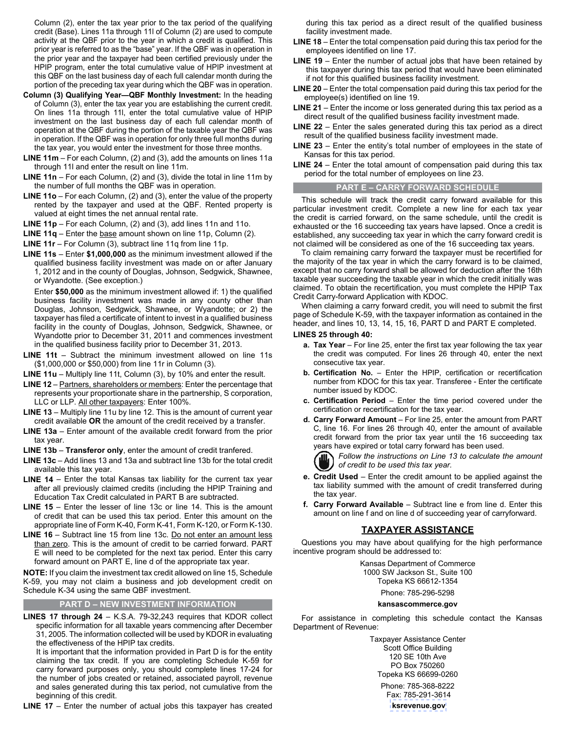Column (2), enter the tax year prior to the tax period of the qualifying credit (Base). Lines 11a through 11l of Column (2) are used to compute activity at the QBF prior to the year in which a credit is qualified. This prior year is referred to as the "base" year. If the QBF was in operation in the prior year and the taxpayer had been certified previously under the HPIP program, enter the total cumulative value of HPIP investment at this QBF on the last business day of each full calendar month during the portion of the preceding tax year during which the QBF was in operation.

**Column (3) Qualifying Year—QBF Monthly Investment:** In the heading of Column (3), enter the tax year you are establishing the current credit. On lines 11a through 11l, enter the total cumulative value of HPIP investment on the last business day of each full calendar month of operation at the QBF during the portion of the taxable year the QBF was in operation. If the QBF was in operation for only three full months during the tax year, you would enter the investment for those three months.

**LINE 11m** – For each Column, (2) and (3), add the amounts on lines 11a through 11l and enter the result on line 11m.

**LINE 11n** – For each Column, (2) and (3), divide the total in line 11m by the number of full months the QBF was in operation.

**LINE 11o** – For each Column, (2) and (3), enter the value of the property rented by the taxpayer and used at the QBF. Rented property is valued at eight times the net annual rental rate.

**LINE 11p** – For each Column, (2) and (3), add lines 11n and 11o.

**LINE 11q** – Enter the base amount shown on line 11p, Column (2).

**LINE 11r** – For Column (3), subtract line 11q from line 11p.

**LINE 11s** – Enter **$1,000,000** as the minimum investment allowed if the qualified business facility investment was made on or after January 1, 2012 and in the county of Douglas, Johnson, Sedgwick, Shawnee, or Wyandotte. (See exception.)

Enter **$50,000** as the minimum investment allowed if: 1) the qualified business facility investment was made in any county other than Douglas, Johnson, Sedgwick, Shawnee, or Wyandotte; or 2) the taxpayer has filed a certificate of intent to invest in a qualified business facility in the county of Douglas, Johnson, Sedgwick, Shawnee, or Wyandotte prior to December 31, 2011 and commences investment in the qualified business facility prior to December 31, 2013.

**LINE 11t** – Subtract the minimum investment allowed on line 11s ($1,000,000 or $50,000) from line 11r in Column (3).

**LINE 11u** – Multiply line 11t, Column (3), by 10% and enter the result.

**LINE 12** – Partners, shareholders or members: Enter the percentage that represents your proportionate share in the partnership, S corporation, LLC or LLP. All other taxpayers: Enter 100%.

**LINE 13** – Multiply line 11u by line 12. This is the amount of current year credit available **OR** the amount of the credit received by a transfer.

**LINE 13a** – Enter amount of the available credit forward from the prior tax year.

**LINE 13b** – **Transferor only**, enter the amount of credit tranfered.

**LINE 13c** – Add lines 13 and 13a and subtract line 13b for the total credit available this tax year.

**LINE 14** – Enter the total Kansas tax liability for the current tax year after all previously claimed credits (including the HPIP Training and Education Tax Credit calculated in PART B are subtracted.

**LINE 15** – Enter the lesser of line 13c or line 14. This is the amount of credit that can be used this tax period. Enter this amount on the appropriate line of Form K-40, Form K-41, Form K-120, or Form K-130.

**LINE 16** – Subtract line 15 from line 13c. Do not enter an amount less than zero. This is the amount of credit to be carried forward. PART E will need to be completed for the next tax period. Enter this carry forward amount on PART E, line d of the appropriate tax year.

**NOTE:** If you claim the investment tax credit allowed on line 15, Schedule K-59, you may not claim a business and job development credit on Schedule K-34 using the same QBF investment.

## PART D – NEW INVESTMENT INFORMATION

**LINES 17 through 24** – K.S.A. 79-32,243 requires that KDOR collect specific information for all taxable years commencing after December 31, 2005. The information collected will be used by KDOR in evaluating the effectiveness of the HPIP tax credits.

It is important that the information provided in Part D is for the entity claiming the tax credit. If you are completing Schedule K-59 for carry forward purposes only, you should complete lines 17-24 for the number of jobs created or retained, associated payroll, revenue and sales generated during this tax period, not cumulative from the beginning of this credit.

**LINE 17** – Enter the number of actual jobs this taxpayer has created during this tax period as a direct result of the qualified business facility investment made.

**LINE 18** – Enter the total compensation paid during this tax period for the employees identified on line 17.

**LINE 19** – Enter the number of actual jobs that have been retained by this taxpayer during this tax period that would have been eliminated if not for this qualified business facility investment.

**LINE 20** – Enter the total compensation paid during this tax period for the employee(s) identified on line 19.

**LINE 21** – Enter the income or loss generated during this tax period as a direct result of the qualified business facility investment made.

**LINE 22** – Enter the sales generated during this tax period as a direct result of the qualified business facility investment made.

**LINE 23** – Enter the entity's total number of employees in the state of Kansas for this tax period.

**LINE 24** – Enter the total amount of compensation paid during this tax period for the total number of employees on line 23.

## PART E – CARRY FORWARD SCHEDULE

This schedule will track the credit carry forward available for this particular investment credit. Complete a new line for each tax year the credit is carried forward, on the same schedule, until the credit is exhausted or the 16 succeeding tax years have lapsed. Once a credit is established, any succeeding tax year in which the carry forward credit is not claimed will be considered as one of the 16 succeeding tax years.

To claim remaining carry forward the taxpayer must be recertified for the majority of the tax year in which the carry forward is to be claimed, except that no carry forward shall be allowed for deduction after the 16th taxable year succeeding the taxable year in which the credit initially was claimed. To obtain the recertification, you must complete the HPIP Tax Credit Carry-forward Application with KDOC.

When claiming a carry forward credit, you will need to submit the first page of Schedule K-59, with the taxpayer information as contained in the header, and lines 10, 13, 14, 15, 16, PART D and PART E completed.

**LINES 25 through 40:**

- **a. Tax Year** – For line 25, enter the first tax year following the tax year the credit was computed. For lines 26 through 40, enter the next consecutive tax year.
- **b. Certification No.** – Enter the HPIP, certification or recertification number from KDOC for this tax year. Transferee - Enter the certificate number issued by KDOC.
- **c. Certification Period** – Enter the time period covered under the certification or recertification for the tax year.
- **d. Carry Forward Amount** – For line 25, enter the amount from PART C, line 16. For lines 26 through 40, enter the amount of available credit forward from the prior tax year until the 16 succeeding tax years have expired or total carry forward has been used.

  *Follow the instructions on Line 13 to calculate the amount of credit to be used this tax year.*
- **e. Credit Used** – Enter the credit amount to be applied against the tax liability summed with the amount of credit transferred during the tax year.
- **f. Carry Forward Available** – Subtract line e from line d. Enter this amount on line f and on line d of succeeding year of carryforward.

## TAXPAYER ASSISTANCE

Questions you may have about qualifying for the high performance incentive program should be addressed to:

Kansas Department of Commerce
1000 SW Jackson St., Suite 100
Topeka KS 66612-1354
Phone: 785-296-5298
**kansascommerce.gov**

For assistance in completing this schedule contact the Kansas Department of Revenue:

Taxpayer Assistance Center
Scott Office Building
120 SE 10th Ave
PO Box 750260
Topeka KS 66699-0260
Phone: 785-368-8222
Fax: 785-291-3614
**ksrevenue.gov**